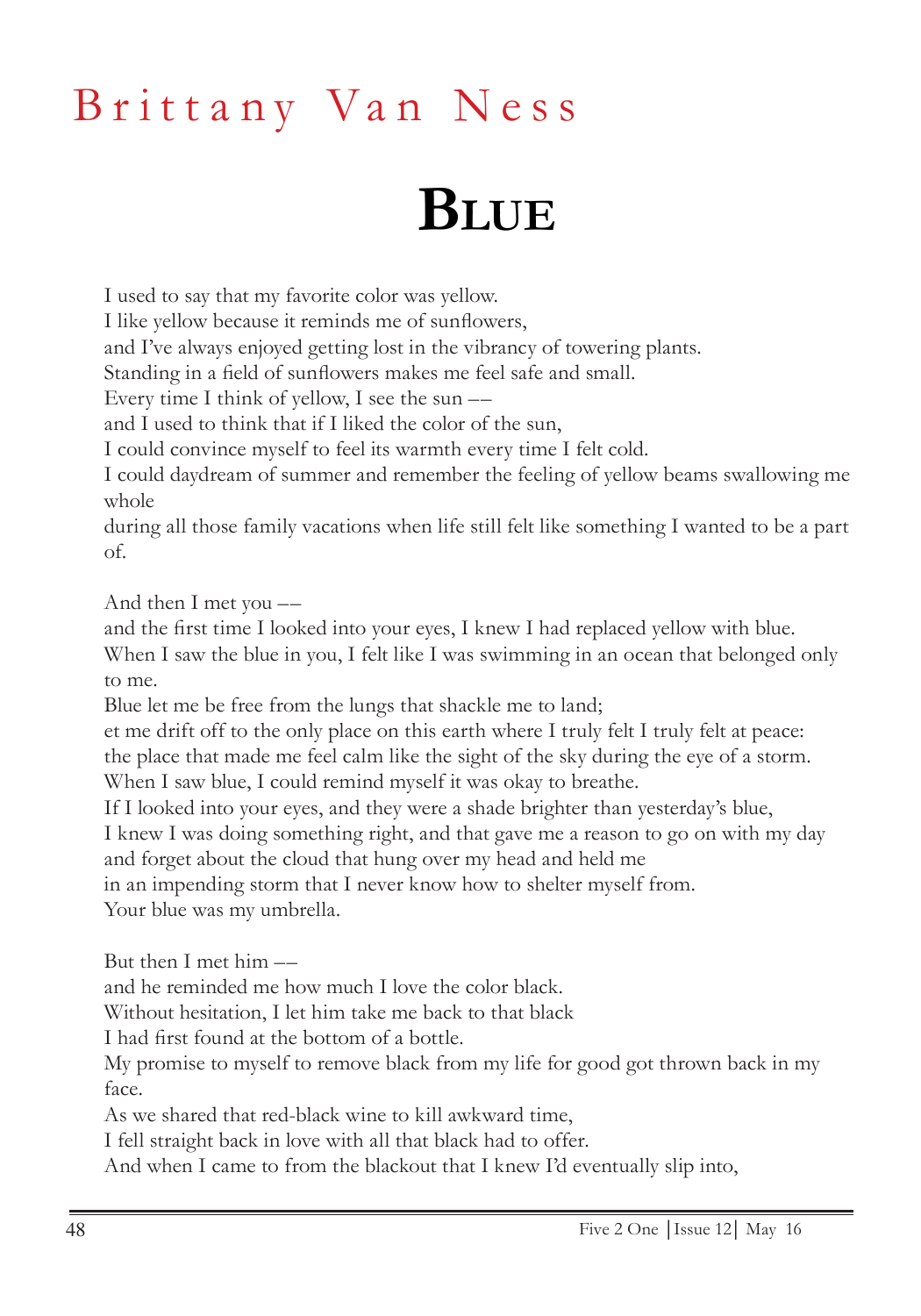Brittany Van Ness

# Blue

I used to say that my favorite color was yellow.
I like yellow because it reminds me of sunflowers,
and I've always enjoyed getting lost in the vibrancy of towering plants.
Standing in a field of sunflowers makes me feel safe and small.
Every time I think of yellow, I see the sun ––
and I used to think that if I liked the color of the sun,
I could convince myself to feel its warmth every time I felt cold.
I could daydream of summer and remember the feeling of yellow beams swallowing me whole
during all those family vacations when life still felt like something I wanted to be a part of.

And then I met you ––
and the first time I looked into your eyes, I knew I had replaced yellow with blue.
When I saw the blue in you, I felt like I was swimming in an ocean that belonged only to me.
Blue let me be free from the lungs that shackle me to land;
et me drift off to the only place on this earth where I truly felt I truly felt at peace:
the place that made me feel calm like the sight of the sky during the eye of a storm.
When I saw blue, I could remind myself it was okay to breathe.
If I looked into your eyes, and they were a shade brighter than yesterday's blue,
I knew I was doing something right, and that gave me a reason to go on with my day
and forget about the cloud that hung over my head and held me
in an impending storm that I never know how to shelter myself from.
Your blue was my umbrella.

But then I met him ––
and he reminded me how much I love the color black.
Without hesitation, I let him take me back to that black
I had first found at the bottom of a bottle.
My promise to myself to remove black from my life for good got thrown back in my face.
As we shared that red-black wine to kill awkward time,
I fell straight back in love with all that black had to offer.
And when I came to from the blackout that I knew I'd eventually slip into,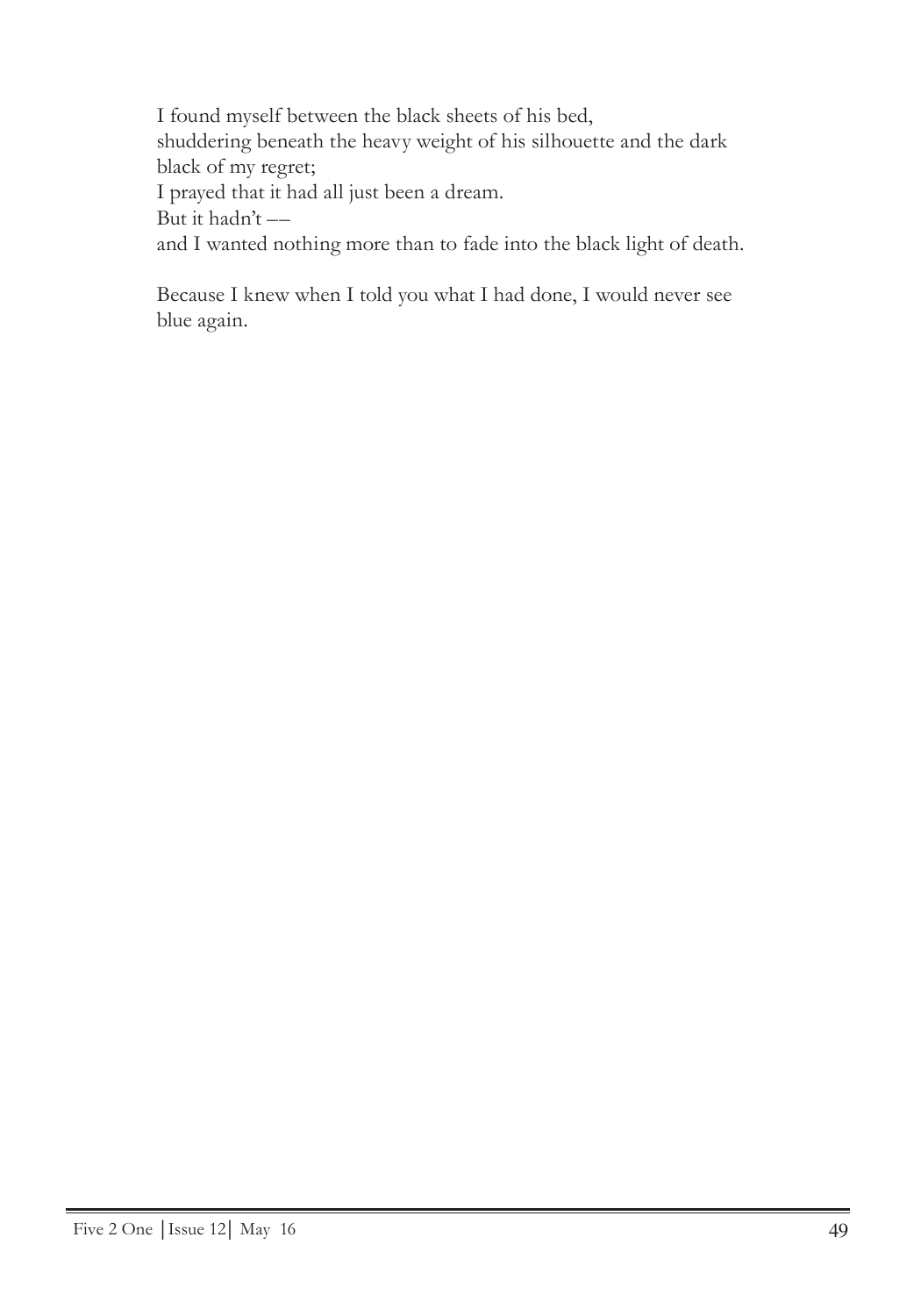I found myself between the black sheets of his bed,
shuddering beneath the heavy weight of his silhouette and the dark black of my regret;
I prayed that it had all just been a dream.
But it hadn't ––
and I wanted nothing more than to fade into the black light of death.

Because I knew when I told you what I had done, I would never see blue again.